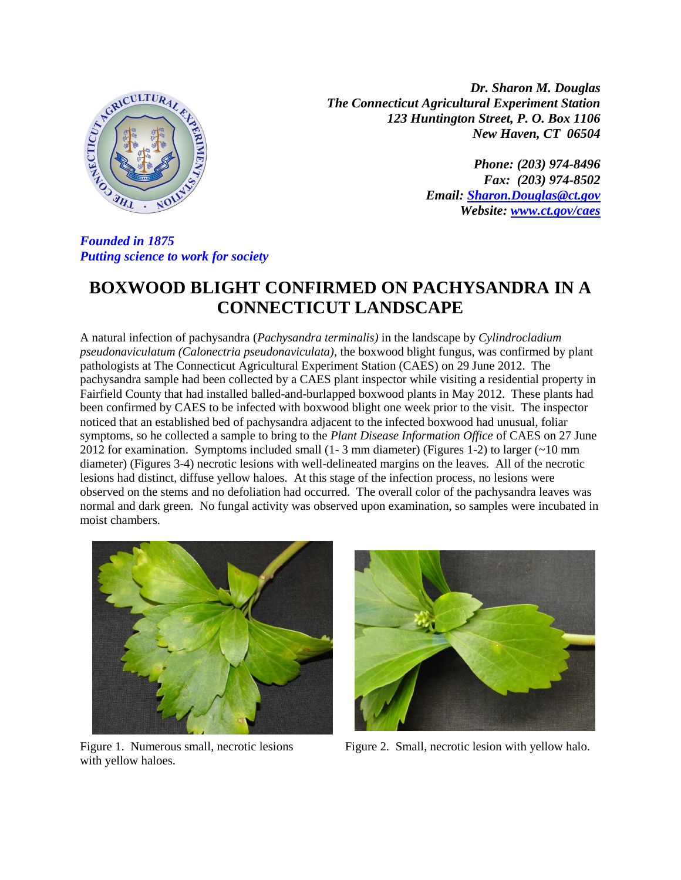*Dr. Sharon M. Douglas*
*The Connecticut Agricultural Experiment Station*
*123 Huntington Street, P. O. Box 1106*
*New Haven, CT 06504*

*Phone: (203) 974-8496*
*Fax: (203) 974-8502*
*Email: Sharon.Douglas@ct.gov*
*Website: www.ct.gov/caes*

*Founded in 1875*
*Putting science to work for society*

# BOXWOOD BLIGHT CONFIRMED ON PACHYSANDRA IN A CONNECTICUT LANDSCAPE

A natural infection of pachysandra (*Pachysandra terminalis)* in the landscape by *Cylindrocladium pseudonaviculatum (Calonectria pseudonaviculata),* the boxwood blight fungus, was confirmed by plant pathologists at The Connecticut Agricultural Experiment Station (CAES) on 29 June 2012. The pachysandra sample had been collected by a CAES plant inspector while visiting a residential property in Fairfield County that had installed balled-and-burlapped boxwood plants in May 2012. These plants had been confirmed by CAES to be infected with boxwood blight one week prior to the visit. The inspector noticed that an established bed of pachysandra adjacent to the infected boxwood had unusual, foliar symptoms, so he collected a sample to bring to the *Plant Disease Information Office* of CAES on 27 June 2012 for examination. Symptoms included small (1- 3 mm diameter) (Figures 1-2) to larger (~10 mm diameter) (Figures 3-4) necrotic lesions with well-delineated margins on the leaves. All of the necrotic lesions had distinct, diffuse yellow haloes. At this stage of the infection process, no lesions were observed on the stems and no defoliation had occurred. The overall color of the pachysandra leaves was normal and dark green. No fungal activity was observed upon examination, so samples were incubated in moist chambers.

Figure 1. Numerous small, necrotic lesions with yellow haloes.

Figure 2. Small, necrotic lesion with yellow halo.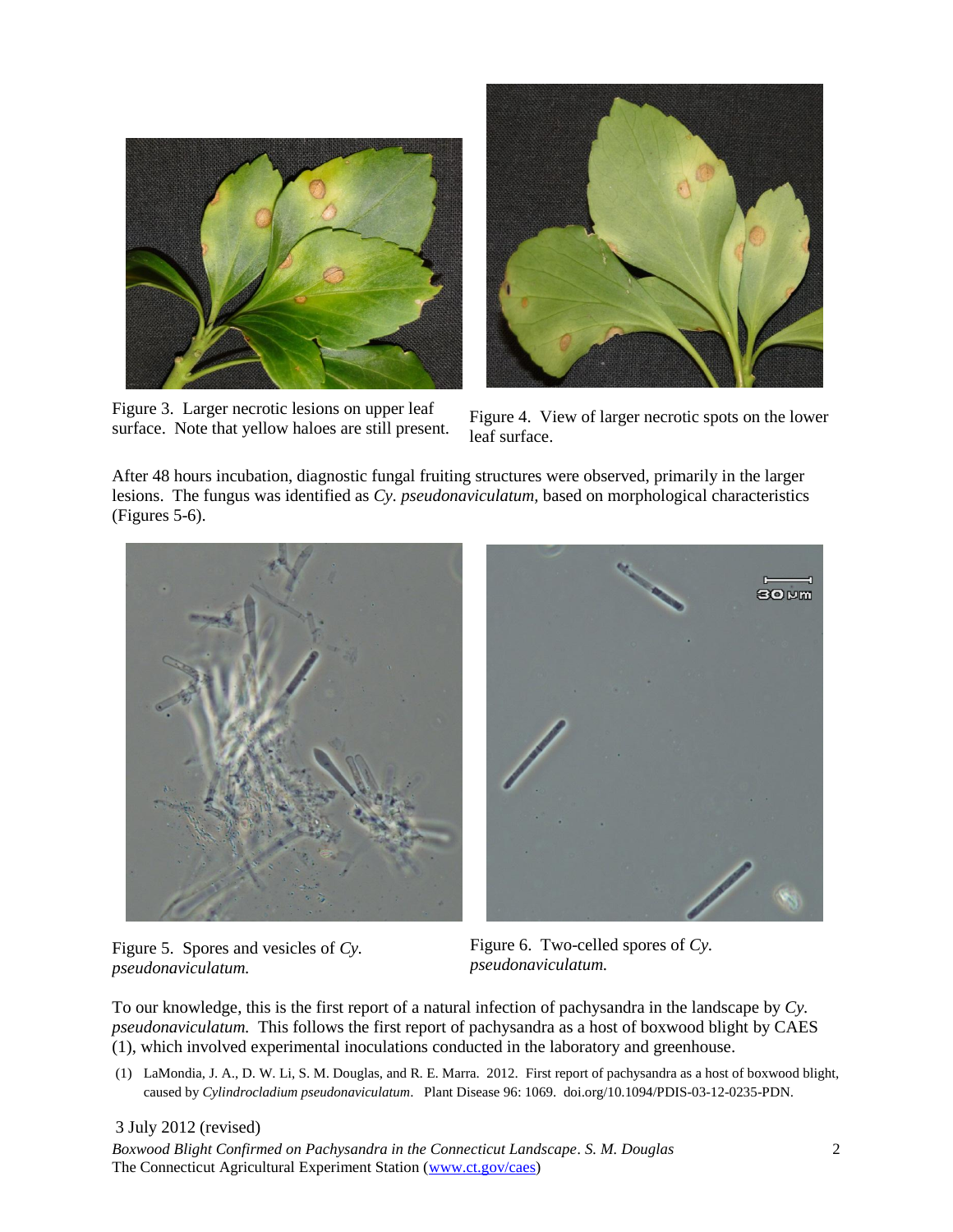Figure 3. Larger necrotic lesions on upper leaf surface. Note that yellow haloes are still present.

Figure 4. View of larger necrotic spots on the lower leaf surface.

After 48 hours incubation, diagnostic fungal fruiting structures were observed, primarily in the larger lesions. The fungus was identified as *Cy. pseudonaviculatum,* based on morphological characteristics (Figures 5-6).

Figure 5. Spores and vesicles of *Cy. pseudonaviculatum.*

Figure 6. Two-celled spores of *Cy. pseudonaviculatum.*

To our knowledge, this is the first report of a natural infection of pachysandra in the landscape by *Cy. pseudonaviculatum.* This follows the first report of pachysandra as a host of boxwood blight by CAES (1), which involved experimental inoculations conducted in the laboratory and greenhouse.

(1) LaMondia, J. A., D. W. Li, S. M. Douglas, and R. E. Marra. 2012. First report of pachysandra as a host of boxwood blight, caused by *Cylindrocladium pseudonaviculatum*. Plant Disease 96: 1069. doi.org/10.1094/PDIS-03-12-0235-PDN.

3 July 2012 (revised)